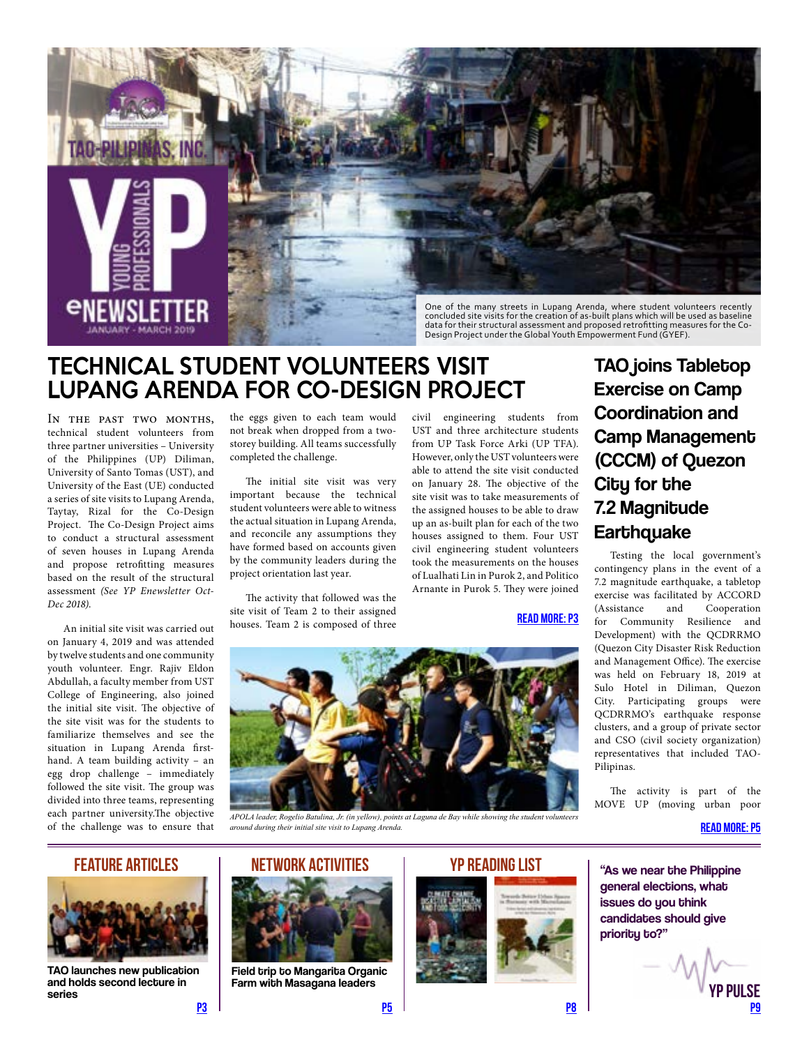TAO-PILIPINAS, INC.

# YP YOUNG PROFESSIONALS eNEWSLETTER

JANUARY - MARCH 2019

One of the many streets in Lupang Arenda, where student volunteers recently concluded site visits for the creation of as-built plans which will be used as baseline data for their structural assessment and proposed retrofitting measures for the Co-Design Project under the Global Youth Empowerment Fund (GYEF).

## TECHNICAL STUDENT VOLUNTEERS VISIT LUPANG ARENDA FOR CO-DESIGN PROJECT

In the past two months, technical student volunteers from three partner universities – University of the Philippines (UP) Diliman, University of Santo Tomas (UST), and University of the East (UE) conducted a series of site visits to Lupang Arenda, Taytay, Rizal for the Co-Design Project. The Co-Design Project aims to conduct a structural assessment of seven houses in Lupang Arenda and propose retrofitting measures based on the result of the structural assessment *(See YP Enewsletter Oct-Dec 2018).*

An initial site visit was carried out on January 4, 2019 and was attended by twelve students and one community youth volunteer. Engr. Rajiv Eldon Abdullah, a faculty member from UST College of Engineering, also joined the initial site visit. The objective of the site visit was for the students to familiarize themselves and see the situation in Lupang Arenda first-hand. A team building activity – an egg drop challenge – immediately followed the site visit. The group was divided into three teams, representing each partner university.The objective of the challenge was to ensure that the eggs given to each team would not break when dropped from a two-storey building. All teams successfully completed the challenge.

The initial site visit was very important because the technical student volunteers were able to witness the actual situation in Lupang Arenda, and reconcile any assumptions they have formed based on accounts given by the community leaders during the project orientation last year.

The activity that followed was the site visit of Team 2 to their assigned houses. Team 2 is composed of three civil engineering students from UST and three architecture students from UP Task Force Arki (UP TFA). However, only the UST volunteers were able to attend the site visit conducted on January 28. The objective of the site visit was to take measurements of the assigned houses to be able to draw up an as-built plan for each of the two houses assigned to them. Four UST civil engineering student volunteers took the measurements on the houses of Lualhati Lin in Purok 2, and Politico Arnante in Purok 5. They were joined

READ MORE: P3

*APOLA leader, Rogelio Batulina, Jr. (in yellow), points at Laguna de Bay while showing the student volunteers around during their initial site visit to Lupang Arenda.*

## TAO joins Tabletop Exercise on Camp Coordination and Camp Management (CCCM) of Quezon City for the 7.2 Magnitude Earthquake

Testing the local government's contingency plans in the event of a 7.2 magnitude earthquake, a tabletop exercise was facilitated by ACCORD (Assistance and Cooperation for Community Resilience and Development) with the QCDRRMO (Quezon City Disaster Risk Reduction and Management Office). The exercise was held on February 18, 2019 at Sulo Hotel in Diliman, Quezon City. Participating groups were QCDRRMO's earthquake response clusters, and a group of private sector and CSO (civil society organization) representatives that included TAO-Pilipinas.

The activity is part of the MOVE UP (moving urban poor

READ MORE: P5

### FEATURE ARTICLES

TAO launches new publication and holds second lecture in series

P3

### NETWORK ACTIVITIES

Field trip to Mangarita Organic Farm with Masagana leaders

P5

### YP READING LIST

P8

### YP PULSE

"As we near the Philippine general elections, what issues do you think candidates should give priority to?"

P9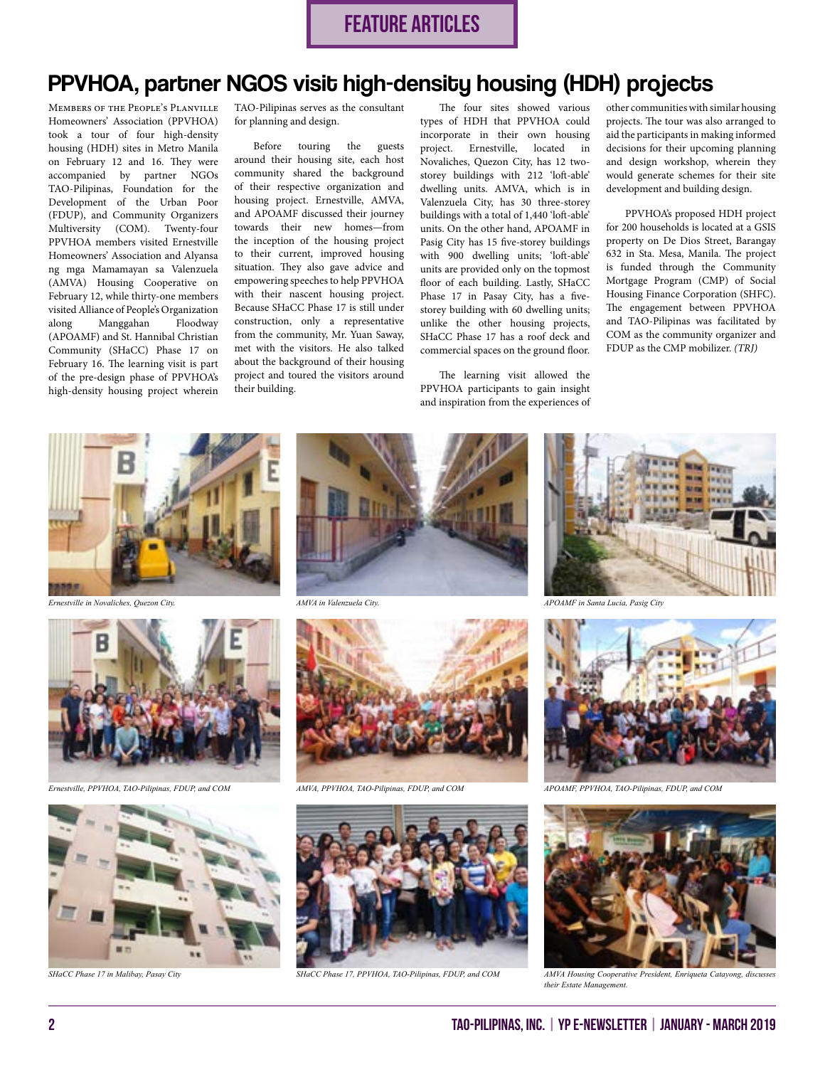# FEATURE ARTICLES

## PPVHOA, partner NGOS visit high-density housing (HDH) projects

Members of the People's Planville Homeowners' Association (PPVHOA) took a tour of four high-density housing (HDH) sites in Metro Manila on February 12 and 16. They were accompanied by partner NGOs TAO-Pilipinas, Foundation for the Development of the Urban Poor (FDUP), and Community Organizers Multiversity (COM). Twenty-four PPVHOA members visited Ernestville Homeowners' Association and Alyansa ng mga Mamamayan sa Valenzuela (AMVA) Housing Cooperative on February 12, while thirty-one members visited Alliance of People's Organization along Manggahan Floodway (APOAMF) and St. Hannibal Christian Community (SHaCC) Phase 17 on February 16. The learning visit is part of the pre-design phase of PPVHOA's high-density housing project wherein TAO-Pilipinas serves as the consultant for planning and design.

Before touring the guests around their housing site, each host community shared the background of their respective organization and housing project. Ernestville, AMVA, and APOAMF discussed their journey towards their new homes—from the inception of the housing project to their current, improved housing situation. They also gave advice and empowering speeches to help PPVHOA with their nascent housing project. Because SHaCC Phase 17 is still under construction, only a representative from the community, Mr. Yuan Saway, met with the visitors. He also talked about the background of their housing project and toured the visitors around their building.

The four sites showed various types of HDH that PPVHOA could incorporate in their own housing project. Ernestville, located in Novaliches, Quezon City, has 12 two-storey buildings with 212 'loft-able' dwelling units. AMVA, which is in Valenzuela City, has 30 three-storey buildings with a total of 1,440 'loft-able' units. On the other hand, APOAMF in Pasig City has 15 five-storey buildings with 900 dwelling units; 'loft-able' units are provided only on the topmost floor of each building. Lastly, SHaCC Phase 17 in Pasay City, has a five-storey building with 60 dwelling units; unlike the other housing projects, SHaCC Phase 17 has a roof deck and commercial spaces on the ground floor.

The learning visit allowed the PPVHOA participants to gain insight and inspiration from the experiences of other communities with similar housing projects. The tour was also arranged to aid the participants in making informed decisions for their upcoming planning and design workshop, wherein they would generate schemes for their site development and building design.

PPVHOA's proposed HDH project for 200 households is located at a GSIS property on De Dios Street, Barangay 632 in Sta. Mesa, Manila. The project is funded through the Community Mortgage Program (CMP) of Social Housing Finance Corporation (SHFC). The engagement between PPVHOA and TAO-Pilipinas was facilitated by COM as the community organizer and FDUP as the CMP mobilizer. *(TRJ)*

*Ernestville in Novaliches, Quezon City.*

*AMVA in Valenzuela City.*

*APOAMF in Santa Lucia, Pasig City*

*Ernestville, PPVHOA, TAO-Pilipinas, FDUP, and COM*

*AMVA, PPVHOA, TAO-Pilipinas, FDUP, and COM*

*APOAMF, PPVHOA, TAO-Pilipinas, FDUP, and COM*

*SHaCC Phase 17 in Malibay, Pasay City*

*SHaCC Phase 17, PPVHOA, TAO-Pilipinas, FDUP, and COM*

*AMVA Housing Cooperative President, Enriqueta Catayong, discusses their Estate Management.*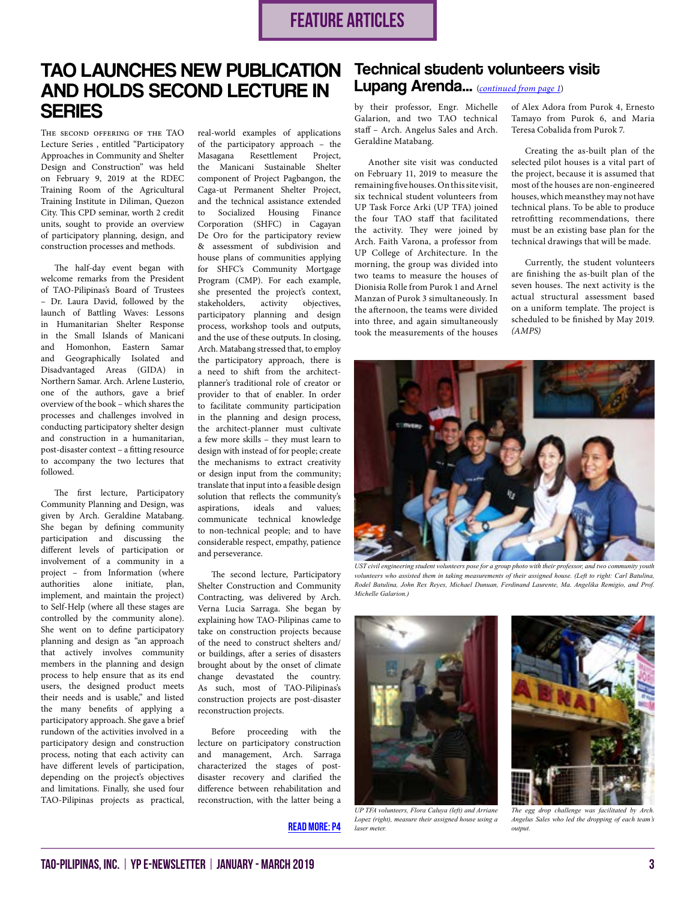# FEATURE ARTICLES

## TAO LAUNCHES NEW PUBLICATION AND HOLDS SECOND LECTURE IN SERIES

The second offering of the TAO Lecture Series , entitled "Participatory Approaches in Community and Shelter Design and Construction" was held on February 9, 2019 at the RDEC Training Room of the Agricultural Training Institute in Diliman, Quezon City. This CPD seminar, worth 2 credit units, sought to provide an overview of participatory planning, design, and construction processes and methods.

The half-day event began with welcome remarks from the President of TAO-Pilipinas's Board of Trustees – Dr. Laura David, followed by the launch of Battling Waves: Lessons in Humanitarian Shelter Response in the Small Islands of Manicani and Homonhon, Eastern Samar and Geographically Isolated and Disadvantaged Areas (GIDA) in Northern Samar. Arch. Arlene Lusterio, one of the authors, gave a brief overview of the book – which shares the processes and challenges involved in conducting participatory shelter design and construction in a humanitarian, post-disaster context – a fitting resource to accompany the two lectures that followed.

The first lecture, Participatory Community Planning and Design, was given by Arch. Geraldine Matabang. She began by defining community participation and discussing the different levels of participation or involvement of a community in a project – from Information (where authorities alone initiate, plan, implement, and maintain the project) to Self-Help (where all these stages are controlled by the community alone). She went on to define participatory planning and design as "an approach that actively involves community members in the planning and design process to help ensure that as its end users, the designed product meets their needs and is usable," and listed the many benefits of applying a participatory approach. She gave a brief rundown of the activities involved in a participatory design and construction process, noting that each activity can have different levels of participation, depending on the project's objectives and limitations. Finally, she used four TAO-Pilipinas projects as practical, real-world examples of applications of the participatory approach – the Masagana Resettlement Project, the Manicani Sustainable Shelter component of Project Pagbangon, the Caga-ut Permanent Shelter Project, and the technical assistance extended to Socialized Housing Finance Corporation (SHFC) in Cagayan De Oro for the participatory review & assessment of subdivision and house plans of communities applying for SHFC's Community Mortgage Program (CMP). For each example, she presented the project's context, stakeholders, activity objectives, participatory planning and design process, workshop tools and outputs, and the use of these outputs. In closing, Arch. Matabang stressed that, to employ the participatory approach, there is a need to shift from the architect-planner's traditional role of creator or provider to that of enabler. In order to facilitate community participation in the planning and design process, the architect-planner must cultivate a few more skills – they must learn to design with instead of for people; create the mechanisms to extract creativity or design input from the community; translate that input into a feasible design solution that reflects the community's aspirations, ideals and values; communicate technical knowledge to non-technical people; and to have considerable respect, empathy, patience and perseverance.

The second lecture, Participatory Shelter Construction and Community Contracting, was delivered by Arch. Verna Lucia Sarraga. She began by explaining how TAO-Pilipinas came to take on construction projects because of the need to construct shelters and/or buildings, after a series of disasters brought about by the onset of climate change devastated the country. As such, most of TAO-Pilipinas's construction projects are post-disaster reconstruction projects.

Before proceeding with the lecture on participatory construction and management, Arch. Sarraga characterized the stages of post-disaster recovery and clarified the difference between rehabilitation and reconstruction, with the latter being a

**READ MORE: P4**

## Technical student volunteers visit Lupang Arenda... (*continued from page 1*)

by their professor, Engr. Michelle Galarion, and two TAO technical staff – Arch. Angelus Sales and Arch. Geraldine Matabang.

Another site visit was conducted on February 11, 2019 to measure the remaining five houses. On this site visit, six technical student volunteers from UP Task Force Arki (UP TFA) joined the four TAO staff that facilitated the activity. They were joined by Arch. Faith Varona, a professor from UP College of Architecture. In the morning, the group was divided into two teams to measure the houses of Dionisia Rolle from Purok 1 and Arnel Manzan of Purok 3 simultaneously. In the afternoon, the teams were divided into three, and again simultaneously took the measurements of the houses of Alex Adora from Purok 4, Ernesto Tamayo from Purok 6, and Maria Teresa Cobalida from Purok 7.

Creating the as-built plan of the selected pilot houses is a vital part of the project, because it is assumed that most of the houses are non-engineered houses, which means they may not have technical plans. To be able to produce retrofitting recommendations, there must be an existing base plan for the technical drawings that will be made.

Currently, the student volunteers are finishing the as-built plan of the seven houses. The next activity is the actual structural assessment based on a uniform template. The project is scheduled to be finished by May 2019. *(AMPS)*

*UST civil engineering student volunteers pose for a group photo with their professor, and two community youth volunteers who assisted them in taking measurements of their assigned house. (Left to right: Carl Batulina, Rodel Batulina, John Rex Reyes, Michael Dunuan, Ferdinand Laurente, Ma. Angelika Remigio, and Prof. Michelle Galarion.)*

*UP TFA volunteers, Flora Caluya (left) and Arriane Lopez (right), measure their assigned house using a laser meter.*

*The egg drop challenge was facilitated by Arch. Angelus Sales who led the dropping of each team's output.*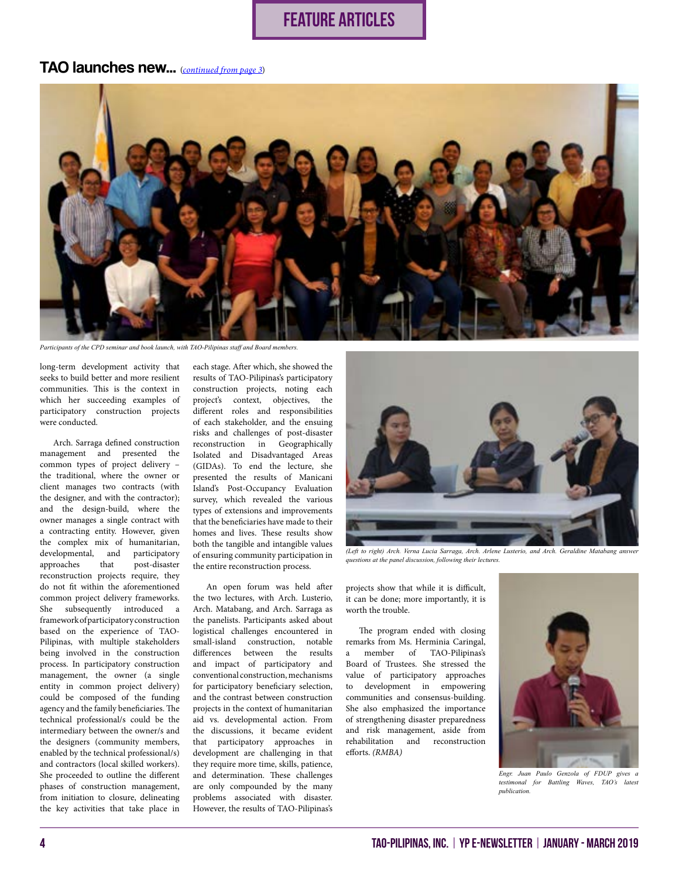# FEATURE ARTICLES

## TAO launches new... (*continued from page 3*)

*Participants of the CPD seminar and book launch, with TAO-Pilipinas staff and Board members.*

long-term development activity that seeks to build better and more resilient communities. This is the context in which her succeeding examples of participatory construction projects were conducted.

Arch. Sarraga defined construction management and presented the common types of project delivery – the traditional, where the owner or client manages two contracts (with the designer, and with the contractor); and the design-build, where the owner manages a single contract with a contracting entity. However, given the complex mix of humanitarian, developmental, and participatory approaches that post-disaster reconstruction projects require, they do not fit within the aforementioned common project delivery frameworks. She subsequently introduced a framework of participatory construction based on the experience of TAO-Pilipinas, with multiple stakeholders being involved in the construction process. In participatory construction management, the owner (a single entity in common project delivery) could be composed of the funding agency and the family beneficiaries. The technical professional/s could be the intermediary between the owner/s and the designers (community members, enabled by the technical professional/s) and contractors (local skilled workers). She proceeded to outline the different phases of construction management, from initiation to closure, delineating the key activities that take place in each stage. After which, she showed the results of TAO-Pilipinas's participatory construction projects, noting each project's context, objectives, the different roles and responsibilities of each stakeholder, and the ensuing risks and challenges of post-disaster reconstruction in Geographically Isolated and Disadvantaged Areas (GIDAs). To end the lecture, she presented the results of Manicani Island's Post-Occupancy Evaluation survey, which revealed the various types of extensions and improvements that the beneficiaries have made to their homes and lives. These results show both the tangible and intangible values of ensuring community participation in the entire reconstruction process.

An open forum was held after the two lectures, with Arch. Lusterio, Arch. Matabang, and Arch. Sarraga as the panelists. Participants asked about logistical challenges encountered in small-island construction, notable differences between the results and impact of participatory and conventional construction, mechanisms for participatory beneficiary selection, and the contrast between construction projects in the context of humanitarian aid vs. developmental action. From the discussions, it became evident that participatory approaches in development are challenging in that they require more time, skills, patience, and determination. These challenges are only compounded by the many problems associated with disaster. However, the results of TAO-Pilipinas's projects show that while it is difficult, it can be done; more importantly, it is worth the trouble.

*(Left to right) Arch. Verna Lucia Sarraga, Arch. Arlene Lusterio, and Arch. Geraldine Matabang answer questions at the panel discussion, following their lectures.*

The program ended with closing remarks from Ms. Herminia Caringal, a member of TAO-Pilipinas's Board of Trustees. She stressed the value of participatory approaches to development in empowering communities and consensus-building. She also emphasized the importance of strengthening disaster preparedness and risk management, aside from rehabilitation and reconstruction efforts. *(RMBA)*

*Engr. Juan Paulo Genzola of FDUP gives a testimonal for Battling Waves, TAO's latest publication.*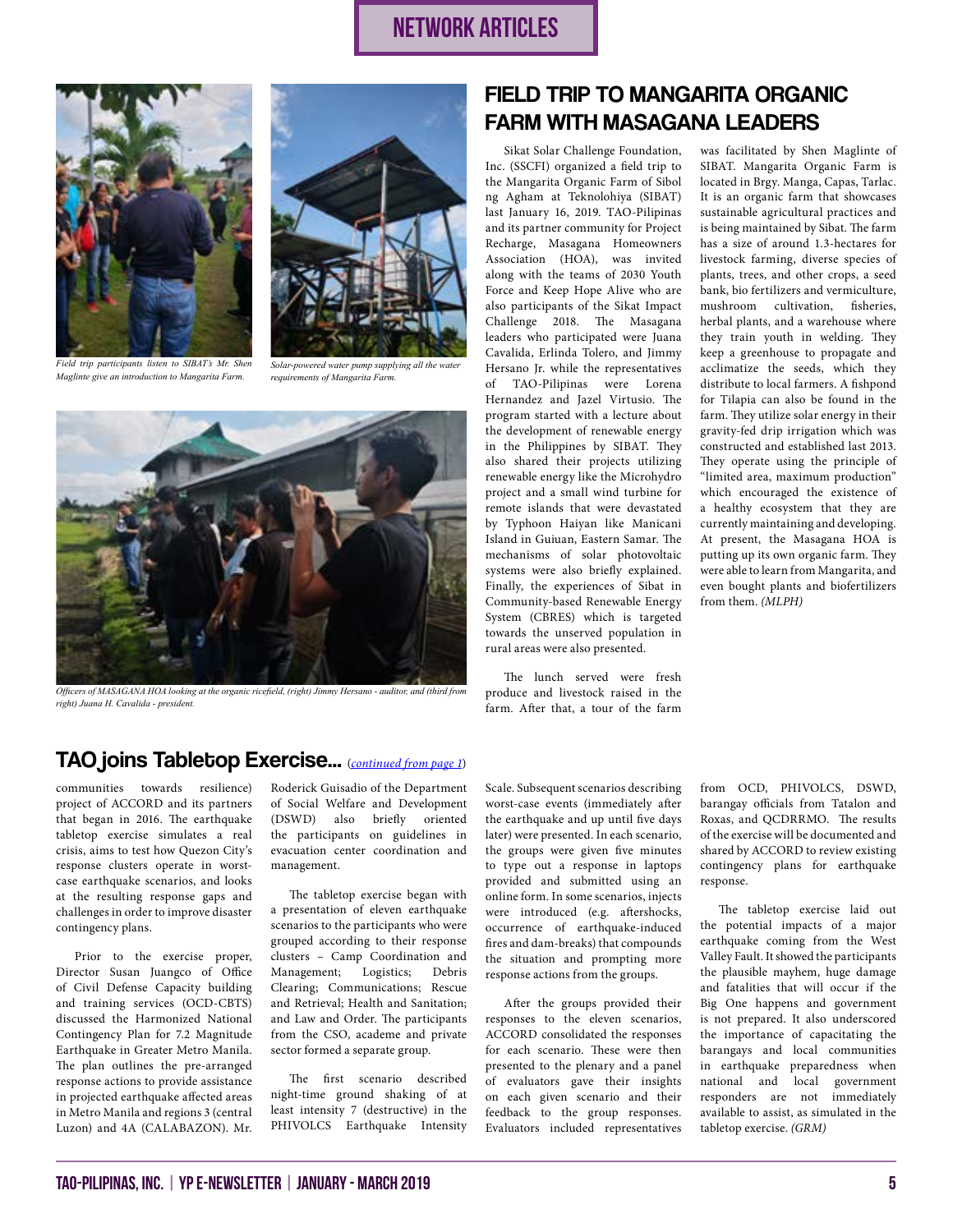NETWORK ARTICLES

Field trip participants listen to SIBAT's Mr. Shen Maglinte give an introduction to Mangarita Farm.

Solar-powered water pump supplying all the water requirements of Mangarita Farm.

Officers of MASAGANA HOA looking at the organic ricefield, (right) Jimmy Hersano - auditor, and (third from right) Juana H. Cavalida - president.

## FIELD TRIP TO MANGARITA ORGANIC FARM WITH MASAGANA LEADERS

Sikat Solar Challenge Foundation, Inc. (SSCFI) organized a field trip to the Mangarita Organic Farm of Sibol ng Agham at Teknolohiya (SIBAT) last January 16, 2019. TAO-Pilipinas and its partner community for Project Recharge, Masagana Homeowners Association (HOA), was invited along with the teams of 2030 Youth Force and Keep Hope Alive who are also participants of the Sikat Impact Challenge 2018. The Masagana leaders who participated were Juana Cavalida, Erlinda Tolero, and Jimmy Hersano Jr. while the representatives of TAO-Pilipinas were Lorena Hernandez and Jazel Virtusio. The program started with a lecture about the development of renewable energy in the Philippines by SIBAT. They also shared their projects utilizing renewable energy like the Microhydro project and a small wind turbine for remote islands that were devastated by Typhoon Haiyan like Manicani Island in Guiuan, Eastern Samar. The mechanisms of solar photovoltaic systems were also briefly explained. Finally, the experiences of Sibat in Community-based Renewable Energy System (CBRES) which is targeted towards the unserved population in rural areas were also presented.

The lunch served were fresh produce and livestock raised in the farm. After that, a tour of the farm was facilitated by Shen Maglinte of SIBAT. Mangarita Organic Farm is located in Brgy. Manga, Capas, Tarlac. It is an organic farm that showcases sustainable agricultural practices and is being maintained by Sibat. The farm has a size of around 1.3-hectares for livestock farming, diverse species of plants, trees, and other crops, a seed bank, bio fertilizers and vermiculture, mushroom cultivation, fisheries, herbal plants, and a warehouse where they train youth in welding. They keep a greenhouse to propagate and acclimatize the seeds, which they distribute to local farmers. A fishpond for Tilapia can also be found in the farm. They utilize solar energy in their gravity-fed drip irrigation which was constructed and established last 2013. They operate using the principle of "limited area, maximum production" which encouraged the existence of a healthy ecosystem that they are currently maintaining and developing. At present, the Masagana HOA is putting up its own organic farm. They were able to learn from Mangarita, and even bought plants and biofertilizers from them. *(MLPH)*

## TAO joins Tabletop Exercise... (continued from page 1)

communities towards resilience) project of ACCORD and its partners that began in 2016. The earthquake tabletop exercise simulates a real crisis, aims to test how Quezon City's response clusters operate in worst-case earthquake scenarios, and looks at the resulting response gaps and challenges in order to improve disaster contingency plans.

Prior to the exercise proper, Director Susan Juangco of Office of Civil Defense Capacity building and training services (OCD-CBTS) discussed the Harmonized National Contingency Plan for 7.2 Magnitude Earthquake in Greater Metro Manila. The plan outlines the pre-arranged response actions to provide assistance in projected earthquake affected areas in Metro Manila and regions 3 (central Luzon) and 4A (CALABAZON). Mr. Roderick Guisadio of the Department of Social Welfare and Development (DSWD) also briefly oriented the participants on guidelines in evacuation center coordination and management.

The tabletop exercise began with a presentation of eleven earthquake scenarios to the participants who were grouped according to their response clusters – Camp Coordination and Management; Logistics; Debris Clearing; Communications; Rescue and Retrieval; Health and Sanitation; and Law and Order. The participants from the CSO, academe and private sector formed a separate group.

The first scenario described night-time ground shaking of at least intensity 7 (destructive) in the PHIVOLCS Earthquake Intensity Scale. Subsequent scenarios describing worst-case events (immediately after the earthquake and up until five days later) were presented. In each scenario, the groups were given five minutes to type out a response in laptops provided and submitted using an online form. In some scenarios, injects were introduced (e.g. aftershocks, occurrence of earthquake-induced fires and dam-breaks) that compounds the situation and prompting more response actions from the groups.

After the groups provided their responses to the eleven scenarios, ACCORD consolidated the responses for each scenario. These were then presented to the plenary and a panel of evaluators gave their insights on each given scenario and their feedback to the group responses. Evaluators included representatives from OCD, PHIVOLCS, DSWD, barangay officials from Tatalon and Roxas, and QCDRRMO. The results of the exercise will be documented and shared by ACCORD to review existing contingency plans for earthquake response.

The tabletop exercise laid out the potential impacts of a major earthquake coming from the West Valley Fault. It showed the participants the plausible mayhem, huge damage and fatalities that will occur if the Big One happens and government is not prepared. It also underscored the importance of capacitating the barangays and local communities in earthquake preparedness when national and local government responders are not immediately available to assist, as simulated in the tabletop exercise. *(GRM)*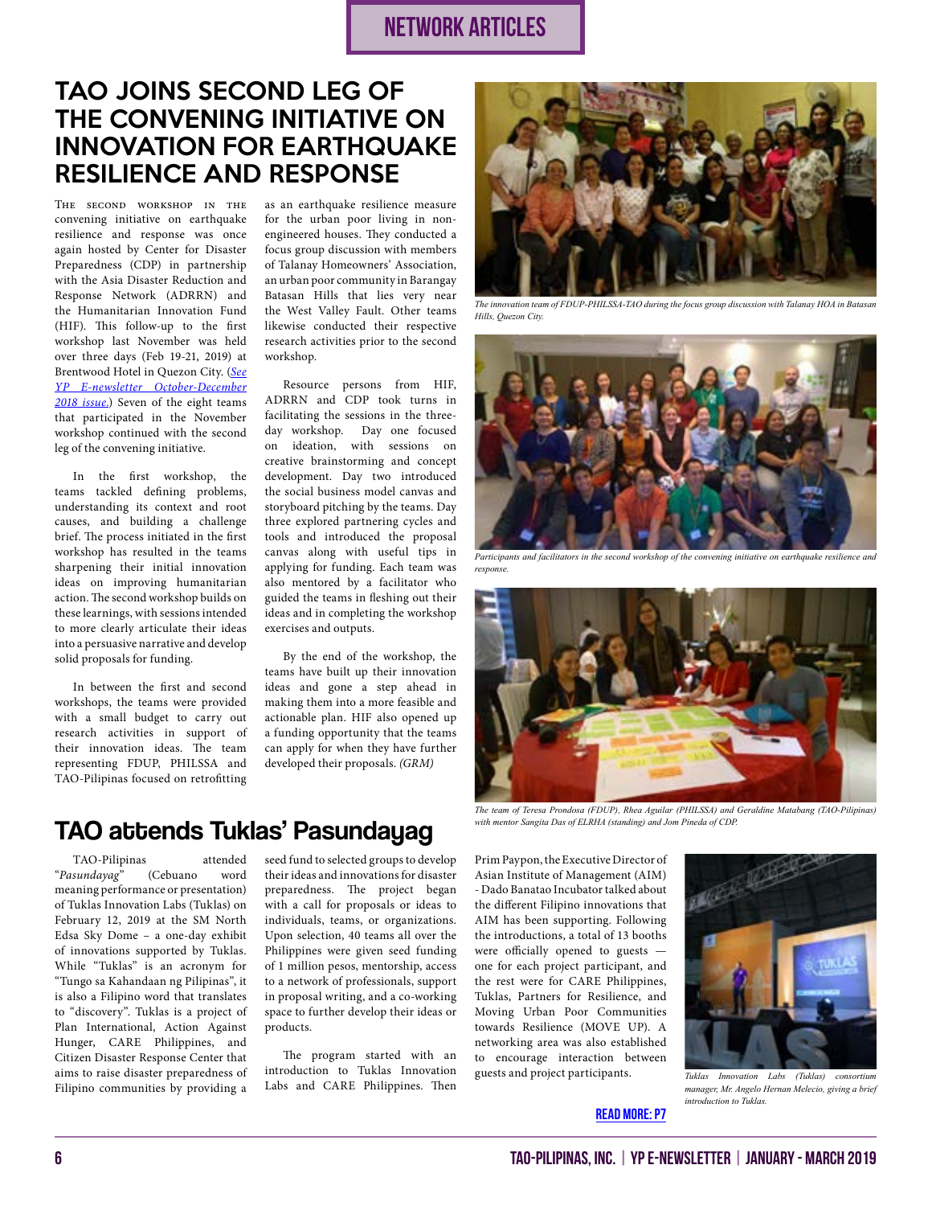NETWORK ARTICLES

# TAO JOINS SECOND LEG OF THE CONVENING INITIATIVE ON INNOVATION FOR EARTHQUAKE RESILIENCE AND RESPONSE

The second workshop in the convening initiative on earthquake resilience and response was once again hosted by Center for Disaster Preparedness (CDP) in partnership with the Asia Disaster Reduction and Response Network (ADRRN) and the Humanitarian Innovation Fund (HIF). This follow-up to the first workshop last November was held over three days (Feb 19-21, 2019) at Brentwood Hotel in Quezon City. (*See YP E-newsletter October-December 2018 issue.*) Seven of the eight teams that participated in the November workshop continued with the second leg of the convening initiative.

In the first workshop, the teams tackled defining problems, understanding its context and root causes, and building a challenge brief. The process initiated in the first workshop has resulted in the teams sharpening their initial innovation ideas on improving humanitarian action. The second workshop builds on these learnings, with sessions intended to more clearly articulate their ideas into a persuasive narrative and develop solid proposals for funding.

In between the first and second workshops, the teams were provided with a small budget to carry out research activities in support of their innovation ideas. The team representing FDUP, PHILSSA and TAO-Pilipinas focused on retrofitting as an earthquake resilience measure for the urban poor living in non-engineered houses. They conducted a focus group discussion with members of Talanay Homeowners' Association, an urban poor community in Barangay Batasan Hills that lies very near the West Valley Fault. Other teams likewise conducted their respective research activities prior to the second workshop.

Resource persons from HIF, ADRRN and CDP took turns in facilitating the sessions in the three-day workshop. Day one focused on ideation, with sessions on creative brainstorming and concept development. Day two introduced the social business model canvas and storyboard pitching by the teams. Day three explored partnering cycles and tools and introduced the proposal canvas along with useful tips in applying for funding. Each team was also mentored by a facilitator who guided the teams in fleshing out their ideas and in completing the workshop exercises and outputs.

By the end of the workshop, the teams have built up their innovation ideas and gone a step ahead in making them into a more feasible and actionable plan. HIF also opened up a funding opportunity that the teams can apply for when they have further developed their proposals. *(GRM)*

*The innovation team of FDUP-PHILSSA-TAO during the focus group discussion with Talanay HOA in Batasan Hills, Quezon City.*

*Participants and facilitators in the second workshop of the convening initiative on earthquake resilience and response.*

*The team of Teresa Prondosa (FDUP), Rhea Aguilar (PHILSSA) and Geraldine Matabang (TAO-Pilipinas) with mentor Sangita Das of ELRHA (standing) and Jom Pineda of CDP.*

# TAO attends Tuklas' Pasundayag

TAO-Pilipinas attended "*Pasundayag*" (Cebuano word meaning performance or presentation) of Tuklas Innovation Labs (Tuklas) on February 12, 2019 at the SM North Edsa Sky Dome – a one-day exhibit of innovations supported by Tuklas. While "Tuklas" is an acronym for "Tungo sa Kahandaan ng Pilipinas", it is also a Filipino word that translates to "discovery". Tuklas is a project of Plan International, Action Against Hunger, CARE Philippines, and Citizen Disaster Response Center that aims to raise disaster preparedness of Filipino communities by providing a seed fund to selected groups to develop their ideas and innovations for disaster preparedness. The project began with a call for proposals or ideas to individuals, teams, or organizations. Upon selection, 40 teams all over the Philippines were given seed funding of 1 million pesos, mentorship, access to a network of professionals, support in proposal writing, and a co-working space to further develop their ideas or products.

The program started with an introduction to Tuklas Innovation Labs and CARE Philippines. Then Prim Paypon, the Executive Director of Asian Institute of Management (AIM) - Dado Banatao Incubator talked about the different Filipino innovations that AIM has been supporting. Following the introductions, a total of 13 booths were officially opened to guests — one for each project participant, and the rest were for CARE Philippines, Tuklas, Partners for Resilience, and Moving Urban Poor Communities towards Resilience (MOVE UP). A networking area was also established to encourage interaction between guests and project participants.

*Tuklas Innovation Labs (Tuklas) consortium manager, Mr. Angelo Hernan Melecio, giving a brief introduction to Tuklas.*

READ MORE: P7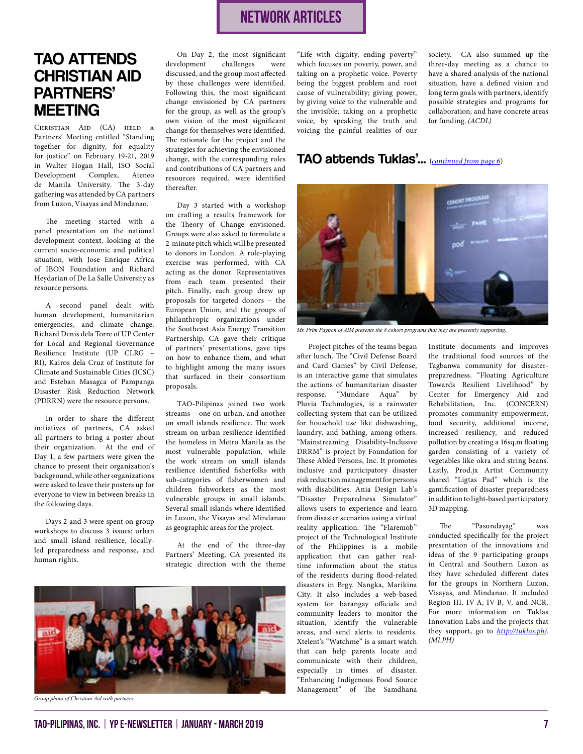# TAO ATTENDS CHRISTIAN AID PARTNERS' MEETING

Christian Aid (CA) held a Partners' Meeting entitled "Standing together for dignity, for equality for justice" on February 19-21, 2019 in Walter Hogan Hall, ISO Social Development Complex, Ateneo de Manila University. The 3-day gathering was attended by CA partners from Luzon, Visayas and Mindanao.

The meeting started with a panel presentation on the national development context, looking at the current socio-economic and political situation, with Jose Enrique Africa of IBON Foundation and Richard Heydarian of De La Salle University as resource persons.

A second panel dealt with human development, humanitarian emergencies, and climate change. Richard Denis dela Torre of UP Center for Local and Regional Governance Resilience Institute (UP CLRG – RI), Kairos dela Cruz of Institute for Climate and Sustainable Cities (ICSC) and Esteban Masagca of Pampanga Disaster Risk Reduction Network (PDRRN) were the resource persons.

In order to share the different initiatives of partners, CA asked all partners to bring a poster about their organization. At the end of Day 1, a few partners were given the chance to present their organization's background, while other organizations were asked to leave their posters up for everyone to view in between breaks in the following days.

Days 2 and 3 were spent on group workshops to discuss 3 issues: urban and small island resilience, locally-led preparedness and response, and human rights.

On Day 2, the most significant development challenges were discussed, and the group most affected by these challenges were identified. Following this, the most significant change envisioned by CA partners for the group, as well as the group's own vision of the most significant change for themselves were identified. The rationale for the project and the strategies for achieving the envisioned change, with the corresponding roles and contributions of CA partners and resources required, were identified thereafter.

Day 3 started with a workshop on crafting a results framework for the Theory of Change envisioned. Groups were also asked to formulate a 2-minute pitch which will be presented to donors in London. A role-playing exercise was performed, with CA acting as the donor. Representatives from each team presented their pitch. Finally, each group drew up proposals for targeted donors – the European Union, and the groups of philanthropic organizations under the Southeast Asia Energy Transition Partnership. CA gave their critique of partners' presentations, gave tips on how to enhance them, and what to highlight among the many issues that surfaced in their consortium proposals.

TAO-Pilipinas joined two work streams – one on urban, and another on small islands resilience. The work stream on urban resilience identified the homeless in Metro Manila as the most vulnerable population, while the work stream on small islands resilience identified fisherfolks with sub-categories of fisherwomen and children fishworkers as the most vulnerable groups in small islands. Several small islands where identified in Luzon, the Visayas and Mindanao as geographic areas for the project.

At the end of the three-day Partners' Meeting, CA presented its strategic direction with the theme "Life with dignity, ending poverty" which focuses on poverty, power, and taking on a prophetic voice. Poverty being the biggest problem and root cause of vulnerability; giving power, by giving voice to the vulnerable and the invisible; taking on a prophetic voice, by speaking the truth and voicing the painful realities of our society. CA also summed up the three-day meeting as a chance to have a shared analysis of the national situation, have a defined vision and long term goals with partners, identify possible strategies and programs for collaboration, and have concrete areas for funding. *(ACDL)*

*Group photo of Christian Aid with partners.*

## TAO attends Tuklas'... (continued from page 6)

*Mr. Prim Paypon of AIM presents the 8 cohort programs that they are presently supporting.*

Project pitches of the teams began after lunch. The "Civil Defense Board and Card Games" by Civil Defense, is an interactive game that simulates the actions of humanitarian disaster response. "Mundare Aqua" by Pluvia Technologies, is a rainwater collecting system that can be utilized for household use like dishwashing, laundry, and bathing, among others. "Mainstreaming Disability-Inclusive DRRM" is project by Foundation for These Abled Persons, Inc. It promotes inclusive and participatory disaster risk reduction management for persons with disabilities. Ania Design Lab's "Disaster Preparedness Simulator" allows users to experience and learn from disaster scenarios using a virtual reality application. The "Flaremob" project of the Technological Institute of the Philippines is a mobile application that can gather real-time information about the status of the residents during flood-related disasters in Brgy. Nangka, Marikina City. It also includes a web-based system for barangay officials and community leaders to monitor the situation, identify the vulnerable areas, and send alerts to residents. Xtelent's "Watchme" is a smart watch that can help parents locate and communicate with their children, especially in times of disaster. "Enhancing Indigenous Food Source Management" of The Samdhana Institute documents and improves the traditional food sources of the Tagbanwa community for disaster-preparedness. "Floating Agriculture Towards Resilient Livelihood" by Center for Emergency Aid and Rehabilitation, Inc. (CONCERN) promotes community empowerment, food security, additional income, increased resiliency, and reduced pollution by creating a 16sq.m floating garden consisting of a variety of vegetables like okra and string beans. Lastly, Prod.jx Artist Community shared "Ligtas Pad" which is the gamification of disaster preparedness in addition to light-based participatory 3D mapping.

The "Pasundayag" was conducted specifically for the project presentation of the innovations and ideas of the 9 participating groups in Central and Southern Luzon as they have scheduled different dates for the groups in Northern Luzon, Visayas, and Mindanao. It included Region III, IV-A, IV-B, V, and NCR. For more information on Tuklas Innovation Labs and the projects that they support, go to http://tuklas.ph/. *(MLPH)*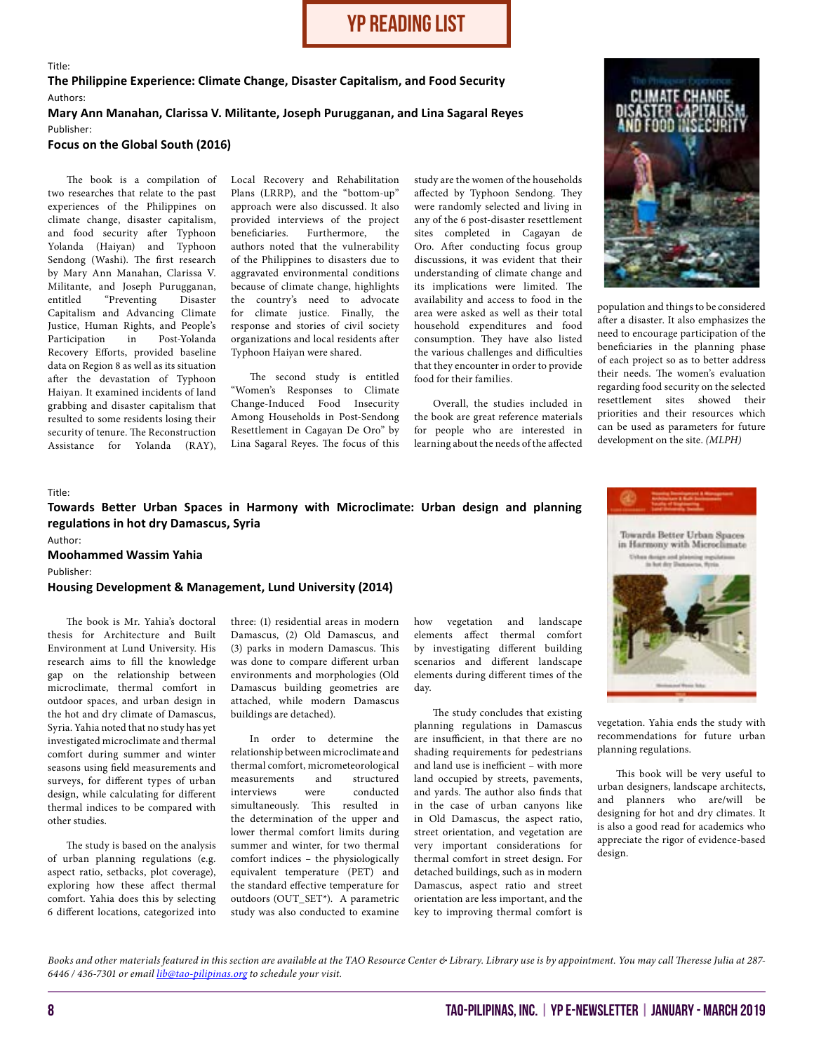# YP READING LIST

Title:

**The Philippine Experience: Climate Change, Disaster Capitalism, and Food Security**

Authors:

**Mary Ann Manahan, Clarissa V. Militante, Joseph Purugganan, and Lina Sagaral Reyes**

Publisher:

**Focus on the Global South (2016)**

The book is a compilation of two researches that relate to the past experiences of the Philippines on climate change, disaster capitalism, and food security after Typhoon Yolanda (Haiyan) and Typhoon Sendong (Washi). The first research by Mary Ann Manahan, Clarissa V. Militante, and Joseph Purugganan, entitled "Preventing Disaster Capitalism and Advancing Climate Justice, Human Rights, and People's Participation in Post-Yolanda Recovery Efforts, provided baseline data on Region 8 as well as its situation after the devastation of Typhoon Haiyan. It examined incidents of land grabbing and disaster capitalism that resulted to some residents losing their security of tenure. The Reconstruction Assistance for Yolanda (RAY), Local Recovery and Rehabilitation Plans (LRRP), and the "bottom-up" approach were also discussed. It also provided interviews of the project beneficiaries. Furthermore, the authors noted that the vulnerability of the Philippines to disasters due to aggravated environmental conditions because of climate change, highlights the country's need to advocate for climate justice. Finally, the response and stories of civil society organizations and local residents after Typhoon Haiyan were shared.

The second study is entitled "Women's Responses to Climate Change-Induced Food Insecurity Among Households in Post-Sendong Resettlement in Cagayan De Oro" by Lina Sagaral Reyes. The focus of this study are the women of the households affected by Typhoon Sendong. They were randomly selected and living in any of the 6 post-disaster resettlement sites completed in Cagayan de Oro. After conducting focus group discussions, it was evident that their understanding of climate change and its implications were limited. The availability and access to food in the area were asked as well as their total household expenditures and food consumption. They have also listed the various challenges and difficulties that they encounter in order to provide food for their families.

Overall, the studies included in the book are great reference materials for people who are interested in learning about the needs of the affected population and things to be considered after a disaster. It also emphasizes the need to encourage participation of the beneficiaries in the planning phase of each project so as to better address their needs. The women's evaluation regarding food security on the selected resettlement sites showed their priorities and their resources which can be used as parameters for future development on the site. *(MLPH)*

Title:

**Towards Better Urban Spaces in Harmony with Microclimate: Urban design and planning regulations in hot dry Damascus, Syria**

Author:

**Moohammed Wassim Yahia**

Publisher:

**Housing Development & Management, Lund University (2014)**

The book is Mr. Yahia's doctoral thesis for Architecture and Built Environment at Lund University. His research aims to fill the knowledge gap on the relationship between microclimate, thermal comfort in outdoor spaces, and urban design in the hot and dry climate of Damascus, Syria. Yahia noted that no study has yet investigated microclimate and thermal comfort during summer and winter seasons using field measurements and surveys, for different types of urban design, while calculating for different thermal indices to be compared with other studies.

The study is based on the analysis of urban planning regulations (e.g. aspect ratio, setbacks, plot coverage), exploring how these affect thermal comfort. Yahia does this by selecting 6 different locations, categorized into three: (1) residential areas in modern Damascus, (2) Old Damascus, and (3) parks in modern Damascus. This was done to compare different urban environments and morphologies (Old Damascus building geometries are attached, while modern Damascus buildings are detached).

In order to determine the relationship between microclimate and thermal comfort, micrometeorological measurements and structured interviews were conducted simultaneously. This resulted in the determination of the upper and lower thermal comfort limits during summer and winter, for two thermal comfort indices – the physiologically equivalent temperature (PET) and the standard effective temperature for outdoors (OUT_SET*). A parametric study was also conducted to examine how vegetation and landscape elements affect thermal comfort by investigating different building scenarios and different landscape elements during different times of the day.

The study concludes that existing planning regulations in Damascus are insufficient, in that there are no shading requirements for pedestrians and land use is inefficient – with more land occupied by streets, pavements, and yards. The author also finds that in the case of urban canyons like in Old Damascus, the aspect ratio, street orientation, and vegetation are very important considerations for thermal comfort in street design. For detached buildings, such as in modern Damascus, aspect ratio and street orientation are less important, and the key to improving thermal comfort is vegetation. Yahia ends the study with recommendations for future urban planning regulations.

This book will be very useful to urban designers, landscape architects, and planners who are/will be designing for hot and dry climates. It is also a good read for academics who appreciate the rigor of evidence-based design.

*Books and other materials featured in this section are available at the TAO Resource Center & Library. Library use is by appointment. You may call Therese Julia at 287-6446 / 436-7301 or email lib@tao-pilipinas.org to schedule your visit.*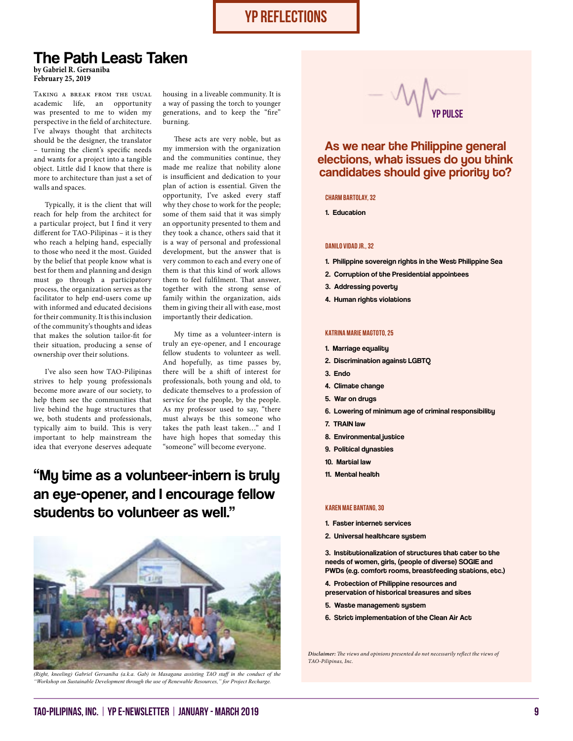# YP REFLECTIONS

## The Path Least Taken

**by Gabriel R. Gersaniba**
**February 25, 2019**

Taking a break from the usual academic life, an opportunity was presented to me to widen my perspective in the field of architecture. I've always thought that architects should be the designer, the translator – turning the client's specific needs and wants for a project into a tangible object. Little did I know that there is more to architecture than just a set of walls and spaces.

Typically, it is the client that will reach for help from the architect for a particular project, but I find it very different for TAO-Pilipinas – it is they who reach a helping hand, especially to those who need it the most. Guided by the belief that people know what is best for them and planning and design must go through a participatory process, the organization serves as the facilitator to help end-users come up with informed and educated decisions for their community. It is this inclusion of the community's thoughts and ideas that makes the solution tailor-fit for their situation, producing a sense of ownership over their solutions.

I've also seen how TAO-Pilipinas strives to help young professionals become more aware of our society, to help them see the communities that live behind the huge structures that we, both students and professionals, typically aim to build. This is very important to help mainstream the idea that everyone deserves adequate housing in a liveable community. It is a way of passing the torch to younger generations, and to keep the "fire" burning.

These acts are very noble, but as my immersion with the organization and the communities continue, they made me realize that nobility alone is insufficient and dedication to your plan of action is essential. Given the opportunity, I've asked every staff why they chose to work for the people; some of them said that it was simply an opportunity presented to them and they took a chance, others said that it is a way of personal and professional development, but the answer that is very common to each and every one of them is that this kind of work allows them to feel fulfilment. That answer, together with the strong sense of family within the organization, aids them in giving their all with ease, most importantly their dedication.

My time as a volunteer-intern is truly an eye-opener, and I encourage fellow students to volunteer as well. And hopefully, as time passes by, there will be a shift of interest for professionals, both young and old, to dedicate themselves to a profession of service for the people, by the people. As my professor used to say, "there must always be this someone who takes the path least taken…" and I have high hopes that someday this "someone" will become everyone.

**"My time as a volunteer-intern is truly an eye-opener, and I encourage fellow students to volunteer as well."**

*(Right, kneeling) Gabriel Gersaniba (a.k.a. Gab) in Masagana assisting TAO staff in the conduct of the "Workshop on Sustainable Development through the use of Renewable Resources," for Project Recharge.*

## YP PULSE

### As we near the Philippine general elections, what issues do you think candidates should give priority to?

**CHARM BARTOLAY, 32**

1. Education

**DANILO VIDAD JR., 32**

1. Philippine sovereign rights in the West Philippine Sea
2. Corruption of the Presidential appointees
3. Addressing poverty
4. Human rights violations

**KATRINA MARIE MAGTOTO, 25**

1. Marriage equality
2. Discrimination against LGBTQ
3. Endo
4. Climate change
5. War on drugs
6. Lowering of minimum age of criminal responsibility
7. TRAIN law
8. Environmental justice
9. Political dynasties
10. Martial law
11. Mental health

**KAREN MAE BANTANG, 30**

1. Faster internet services
2. Universal healthcare system
3. Institutionalization of structures that cater to the needs of women, girls, (people of diverse) SOGIE and PWDs (e.g. comfort rooms, breastfeeding stations, etc.)
4. Protection of Philippine resources and preservation of historical treasures and sites
5. Waste management system
6. Strict implementation of the Clean Air Act

*Disclaimer: The views and opinions presented do not necessarily reflect the views of TAO-Pilipinas, Inc.*